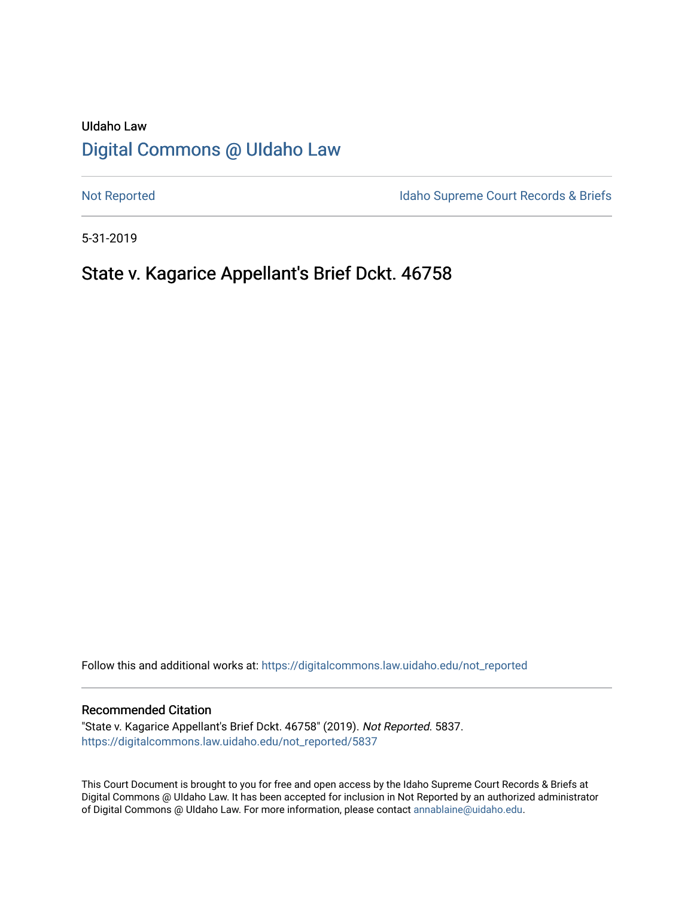UIdaho Law

[Digital Commons @ UIdaho Law](https://digitalcommons.law.uidaho.edu/)

[Not Reported](https://digitalcommons.law.uidaho.edu/not_reported) | [Idaho Supreme Court Records & Briefs](https://digitalcommons.law.uidaho.edu/idaho_supreme_court_record_briefs)

5-31-2019

# State v. Kagarice Appellant's Brief Dckt. 46758

Follow this and additional works at: https://digitalcommons.law.uidaho.edu/not_reported

## Recommended Citation

"State v. Kagarice Appellant's Brief Dckt. 46758" (2019). *Not Reported*. 5837.
https://digitalcommons.law.uidaho.edu/not_reported/5837

This Court Document is brought to you for free and open access by the Idaho Supreme Court Records & Briefs at Digital Commons @ UIdaho Law. It has been accepted for inclusion in Not Reported by an authorized administrator of Digital Commons @ UIdaho Law. For more information, please contact annablaine@uidaho.edu.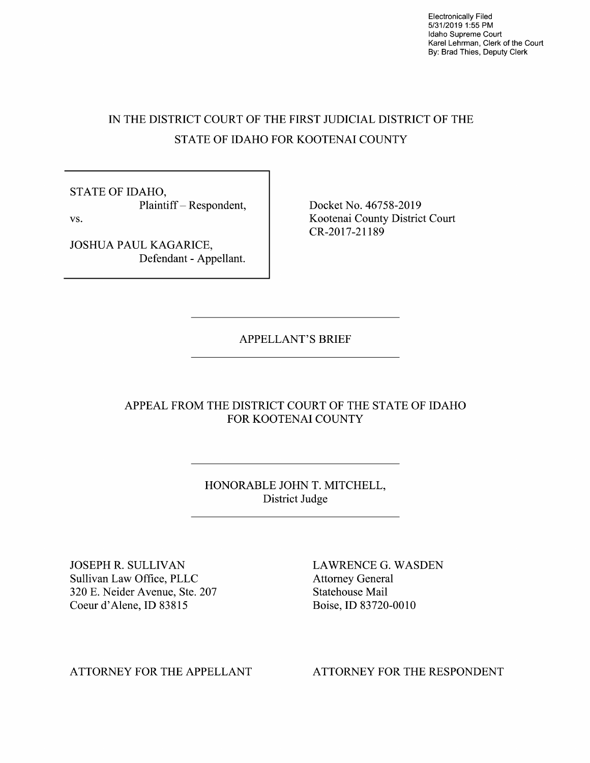Electronically Filed
5/31/2019 1:55 PM
Idaho Supreme Court
Karel Lehrman, Clerk of the Court
By: Brad Thies, Deputy Clerk

IN THE DISTRICT COURT OF THE FIRST JUDICIAL DISTRICT OF THE STATE OF IDAHO FOR KOOTENAI COUNTY

| | |
|---|---|
| STATE OF IDAHO,<br>Plaintiff – Respondent,<br>vs.<br>JOSHUA PAUL KAGARICE,<br>Defendant - Appellant. | Docket No. 46758-2019<br>Kootenai County District Court<br>CR-2017-21189 |

---

APPELLANT'S BRIEF

---

APPEAL FROM THE DISTRICT COURT OF THE STATE OF IDAHO FOR KOOTENAI COUNTY

---

HONORABLE JOHN T. MITCHELL,
District Judge

---

| | |
|---|---|
| JOSEPH R. SULLIVAN<br>Sullivan Law Office, PLLC<br>320 E. Neider Avenue, Ste. 207<br>Coeur d'Alene, ID 83815 | LAWRENCE G. WASDEN<br>Attorney General<br>Statehouse Mail<br>Boise, ID 83720-0010 |
| ATTORNEY FOR THE APPELLANT | ATTORNEY FOR THE RESPONDENT |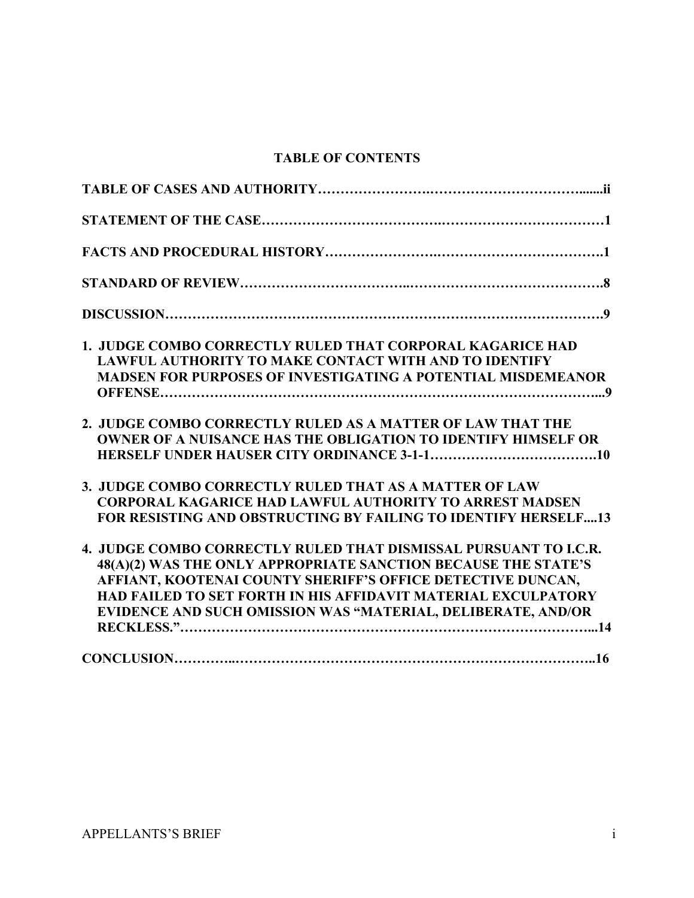## TABLE OF CONTENTS

**TABLE OF CASES AND AUTHORITY……………………….……………………………......ii**

**STATEMENT OF THE CASE…………………………………..……………………………1**

**FACTS AND PROCEDURAL HISTORY…………………….…………………………….1**

**STANDARD OF REVIEW……………………………..…………………………………….8**

**DISCUSSION……………………………………………………………………………….9**

**1. JUDGE COMBO CORRECTLY RULED THAT CORPORAL KAGARICE HAD LAWFUL AUTHORITY TO MAKE CONTACT WITH AND TO IDENTIFY MADSEN FOR PURPOSES OF INVESTIGATING A POTENTIAL MISDEMEANOR OFFENSE…………………………………………………………………………...9**

**2. JUDGE COMBO CORRECTLY RULED AS A MATTER OF LAW THAT THE OWNER OF A NUISANCE HAS THE OBLIGATION TO IDENTIFY HIMSELF OR HERSELF UNDER HAUSER CITY ORDINANCE 3-1-1……………………………….10**

**3. JUDGE COMBO CORRECTLY RULED THAT AS A MATTER OF LAW CORPORAL KAGARICE HAD LAWFUL AUTHORITY TO ARREST MADSEN FOR RESISTING AND OBSTRUCTING BY FAILING TO IDENTIFY HERSELF....13**

**4. JUDGE COMBO CORRECTLY RULED THAT DISMISSAL PURSUANT TO I.C.R. 48(A)(2) WAS THE ONLY APPROPRIATE SANCTION BECAUSE THE STATE'S AFFIANT, KOOTENAI COUNTY SHERIFF'S OFFICE DETECTIVE DUNCAN, HAD FAILED TO SET FORTH IN HIS AFFIDAVIT MATERIAL EXCULPATORY EVIDENCE AND SUCH OMISSION WAS "MATERIAL, DELIBERATE, AND/OR RECKLESS."……………………………………………………………………...14**

**CONCLUSION…………..………………………………………………………………..16**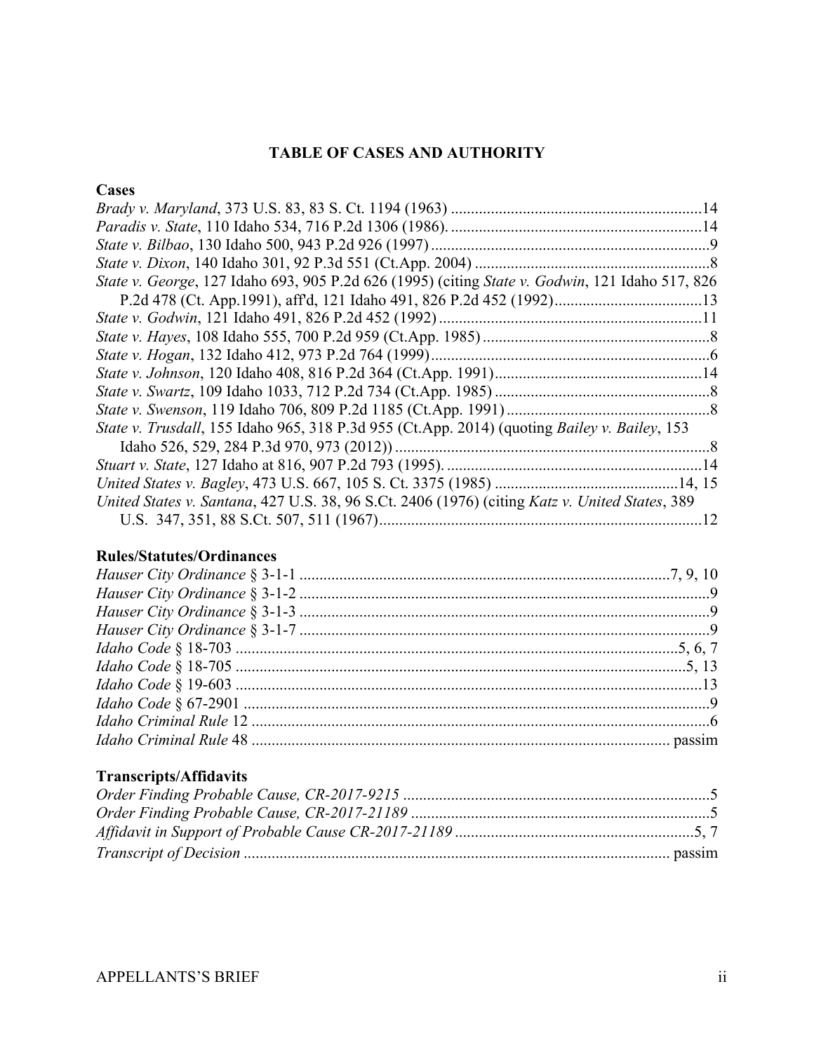## TABLE OF CASES AND AUTHORITY

### Cases

*Brady v. Maryland*, 373 U.S. 83, 83 S. Ct. 1194 (1963) ..............................................................14

*Paradis v. State*, 110 Idaho 534, 716 P.2d 1306 (1986). ..............................................................14

*State v. Bilbao*, 130 Idaho 500, 943 P.2d 926 (1997) .....................................................................9

*State v. Dixon*, 140 Idaho 301, 92 P.3d 551 (Ct.App. 2004) ..........................................................8

*State v. George*, 127 Idaho 693, 905 P.2d 626 (1995) (citing *State v. Godwin*, 121 Idaho 517, 826 P.2d 478 (Ct. App.1991), aff'd, 121 Idaho 491, 826 P.2d 452 (1992).....................................13

*State v. Godwin*, 121 Idaho 491, 826 P.2d 452 (1992) ..................................................................11

*State v. Hayes*, 108 Idaho 555, 700 P.2d 959 (Ct.App. 1985) .........................................................8

*State v. Hogan*, 132 Idaho 412, 973 P.2d 764 (1999)......................................................................6

*State v. Johnson*, 120 Idaho 408, 816 P.2d 364 (Ct.App. 1991)....................................................14

*State v. Swartz*, 109 Idaho 1033, 712 P.2d 734 (Ct.App. 1985) ......................................................8

*State v. Swenson*, 119 Idaho 706, 809 P.2d 1185 (Ct.App. 1991) ...................................................8

*State v. Trusdall*, 155 Idaho 965, 318 P.3d 955 (Ct.App. 2014) (quoting *Bailey v. Bailey*, 153 Idaho 526, 529, 284 P.3d 970, 973 (2012)) ...............................................................................8

*Stuart v. State*, 127 Idaho at 816, 907 P.2d 793 (1995). ................................................................14

*United States v. Bagley*, 473 U.S. 667, 105 S. Ct. 3375 (1985) ..............................................14, 15

*United States v. Santana*, 427 U.S. 38, 96 S.Ct. 2406 (1976) (citing *Katz v. United States*, 389 U.S. 347, 351, 88 S.Ct. 507, 511 (1967).................................................................................12

### Rules/Statutes/Ordinances

*Hauser City Ordinance* § 3-1-1 ............................................................................................7, 9, 10

*Hauser City Ordinance* § 3-1-2 .......................................................................................................9

*Hauser City Ordinance* § 3-1-3 .......................................................................................................9

*Hauser City Ordinance* § 3-1-7 .......................................................................................................9

*Idaho Code* § 18-703 ...............................................................................................................5, 6, 7

*Idaho Code* § 18-705 ..................................................................................................................5, 13

*Idaho Code* § 19-603 .....................................................................................................................13

*Idaho Code* § 67-2901 .....................................................................................................................9

*Idaho Criminal Rule* 12 ....................................................................................................................6

*Idaho Criminal Rule* 48 ......................................................................................................... passim

### Transcripts/Affidavits

*Order Finding Probable Cause, CR-2017-9215* .............................................................................5

*Order Finding Probable Cause, CR-2017-21189* ...........................................................................5

*Affidavit in Support of Probable Cause CR-2017-21189* ............................................................5, 7

*Transcript of Decision* ........................................................................................................... passim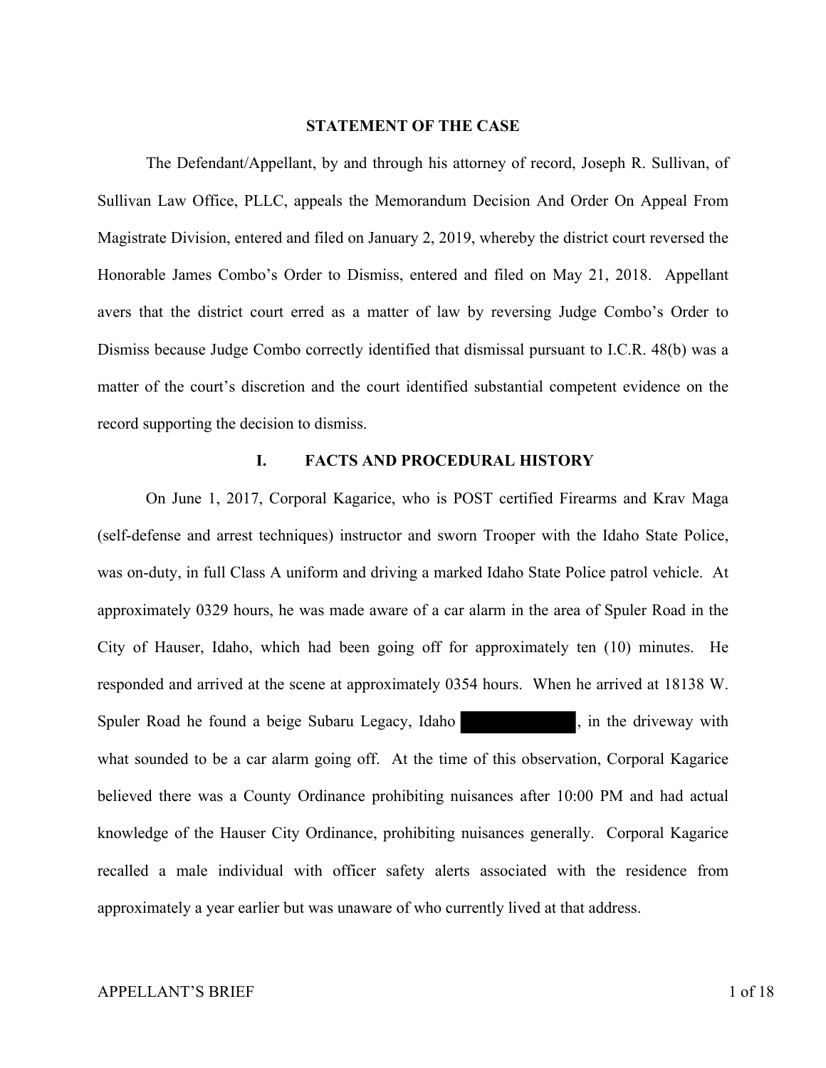## STATEMENT OF THE CASE

The Defendant/Appellant, by and through his attorney of record, Joseph R. Sullivan, of Sullivan Law Office, PLLC, appeals the Memorandum Decision And Order On Appeal From Magistrate Division, entered and filed on January 2, 2019, whereby the district court reversed the Honorable James Combo's Order to Dismiss, entered and filed on May 21, 2018. Appellant avers that the district court erred as a matter of law by reversing Judge Combo's Order to Dismiss because Judge Combo correctly identified that dismissal pursuant to I.C.R. 48(b) was a matter of the court's discretion and the court identified substantial competent evidence on the record supporting the decision to dismiss.

## I. FACTS AND PROCEDURAL HISTORY

On June 1, 2017, Corporal Kagarice, who is POST certified Firearms and Krav Maga (self-defense and arrest techniques) instructor and sworn Trooper with the Idaho State Police, was on-duty, in full Class A uniform and driving a marked Idaho State Police patrol vehicle. At approximately 0329 hours, he was made aware of a car alarm in the area of Spuler Road in the City of Hauser, Idaho, which had been going off for approximately ten (10) minutes. He responded and arrived at the scene at approximately 0354 hours. When he arrived at 18138 W. Spuler Road he found a beige Subaru Legacy, Idaho [REDACTED], in the driveway with what sounded to be a car alarm going off. At the time of this observation, Corporal Kagarice believed there was a County Ordinance prohibiting nuisances after 10:00 PM and had actual knowledge of the Hauser City Ordinance, prohibiting nuisances generally. Corporal Kagarice recalled a male individual with officer safety alerts associated with the residence from approximately a year earlier but was unaware of who currently lived at that address.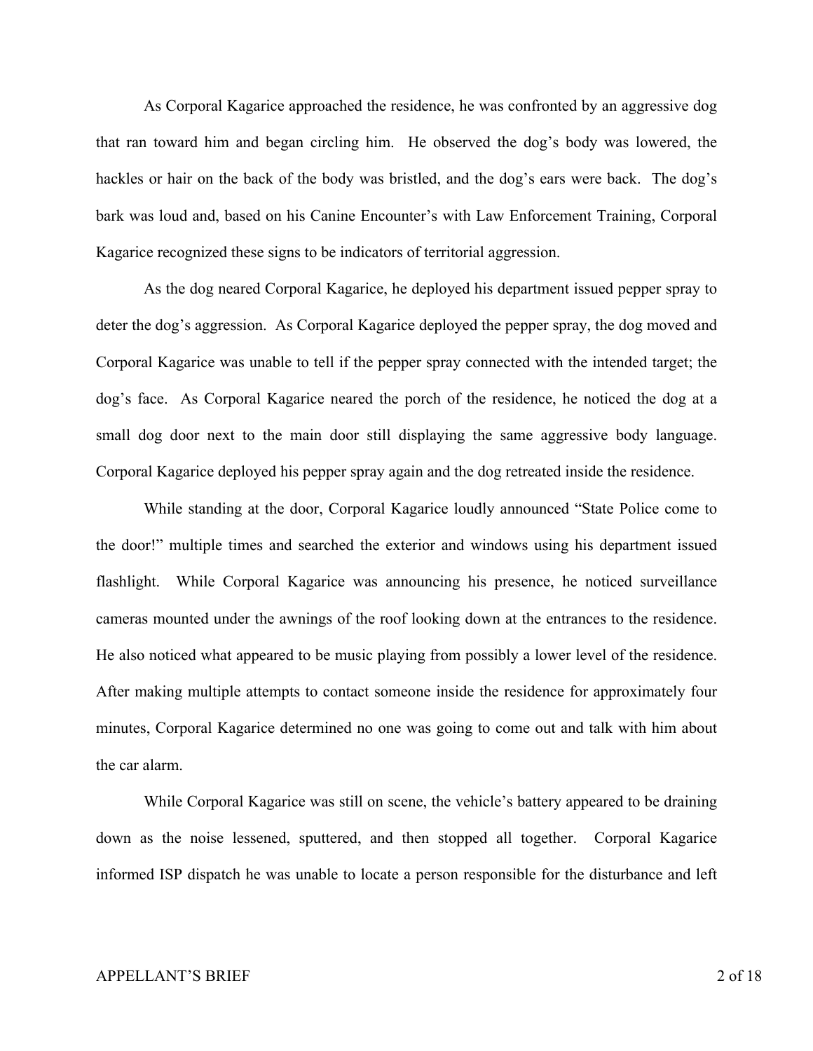As Corporal Kagarice approached the residence, he was confronted by an aggressive dog that ran toward him and began circling him. He observed the dog's body was lowered, the hackles or hair on the back of the body was bristled, and the dog's ears were back. The dog's bark was loud and, based on his Canine Encounter's with Law Enforcement Training, Corporal Kagarice recognized these signs to be indicators of territorial aggression.

As the dog neared Corporal Kagarice, he deployed his department issued pepper spray to deter the dog's aggression. As Corporal Kagarice deployed the pepper spray, the dog moved and Corporal Kagarice was unable to tell if the pepper spray connected with the intended target; the dog's face. As Corporal Kagarice neared the porch of the residence, he noticed the dog at a small dog door next to the main door still displaying the same aggressive body language. Corporal Kagarice deployed his pepper spray again and the dog retreated inside the residence.

While standing at the door, Corporal Kagarice loudly announced "State Police come to the door!" multiple times and searched the exterior and windows using his department issued flashlight. While Corporal Kagarice was announcing his presence, he noticed surveillance cameras mounted under the awnings of the roof looking down at the entrances to the residence. He also noticed what appeared to be music playing from possibly a lower level of the residence. After making multiple attempts to contact someone inside the residence for approximately four minutes, Corporal Kagarice determined no one was going to come out and talk with him about the car alarm.

While Corporal Kagarice was still on scene, the vehicle's battery appeared to be draining down as the noise lessened, sputtered, and then stopped all together. Corporal Kagarice informed ISP dispatch he was unable to locate a person responsible for the disturbance and left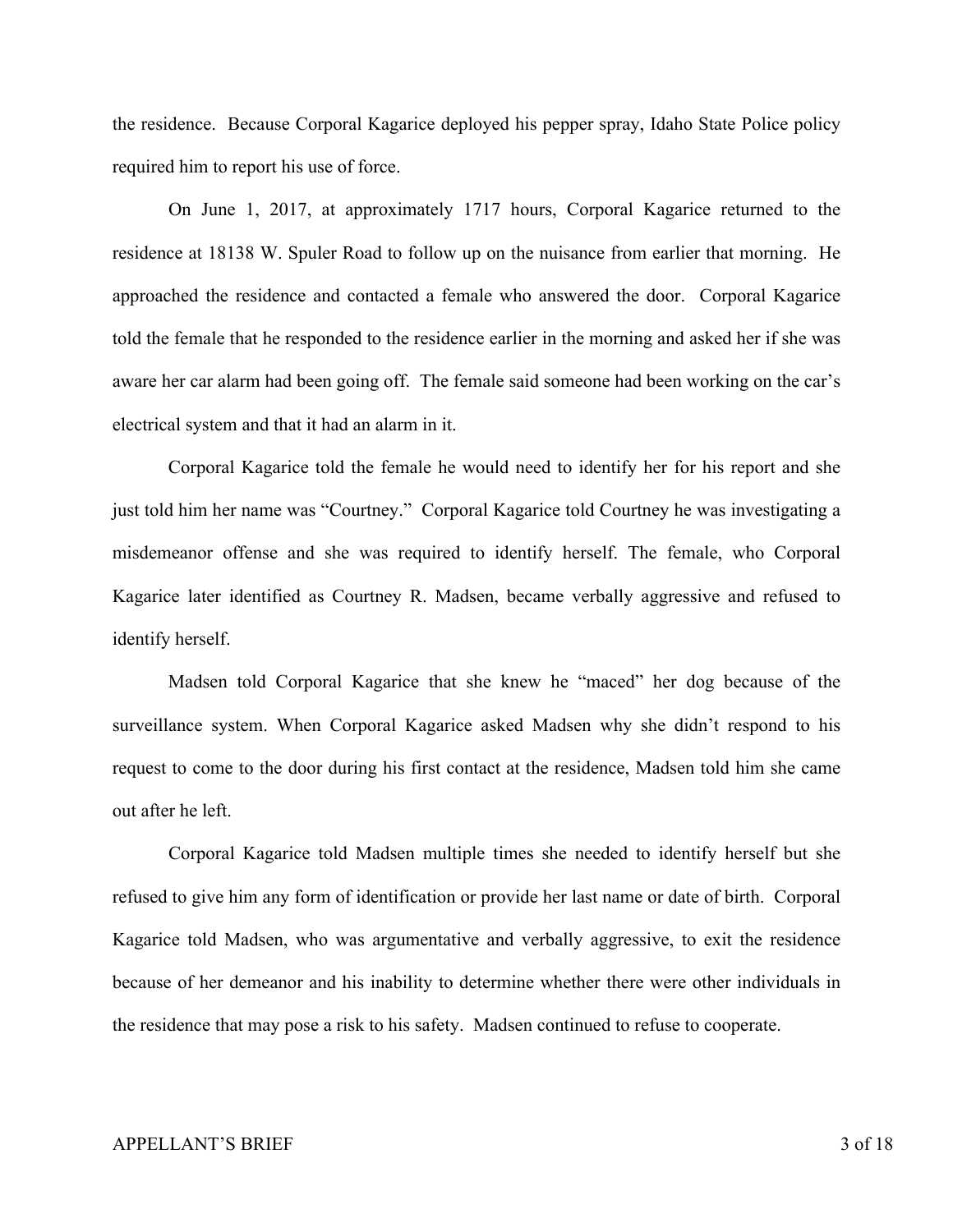the residence. Because Corporal Kagarice deployed his pepper spray, Idaho State Police policy required him to report his use of force.

On June 1, 2017, at approximately 1717 hours, Corporal Kagarice returned to the residence at 18138 W. Spuler Road to follow up on the nuisance from earlier that morning. He approached the residence and contacted a female who answered the door. Corporal Kagarice told the female that he responded to the residence earlier in the morning and asked her if she was aware her car alarm had been going off. The female said someone had been working on the car's electrical system and that it had an alarm in it.

Corporal Kagarice told the female he would need to identify her for his report and she just told him her name was "Courtney." Corporal Kagarice told Courtney he was investigating a misdemeanor offense and she was required to identify herself. The female, who Corporal Kagarice later identified as Courtney R. Madsen, became verbally aggressive and refused to identify herself.

Madsen told Corporal Kagarice that she knew he "maced" her dog because of the surveillance system. When Corporal Kagarice asked Madsen why she didn't respond to his request to come to the door during his first contact at the residence, Madsen told him she came out after he left.

Corporal Kagarice told Madsen multiple times she needed to identify herself but she refused to give him any form of identification or provide her last name or date of birth. Corporal Kagarice told Madsen, who was argumentative and verbally aggressive, to exit the residence because of her demeanor and his inability to determine whether there were other individuals in the residence that may pose a risk to his safety. Madsen continued to refuse to cooperate.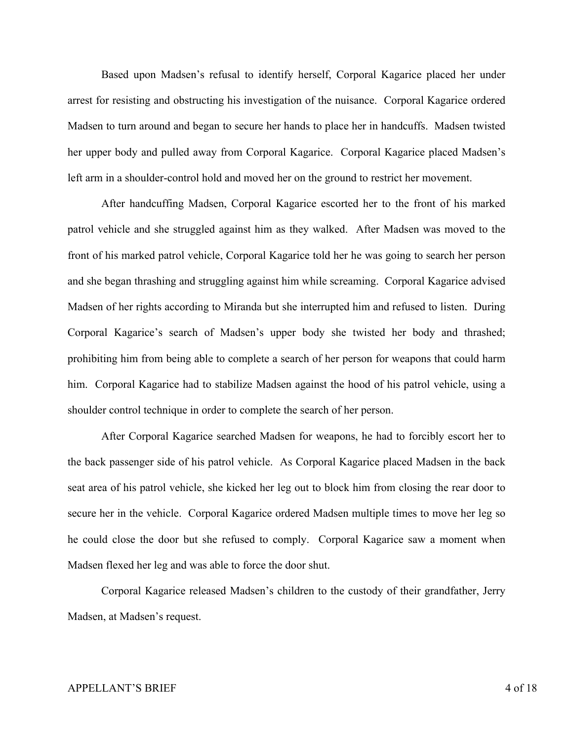Based upon Madsen's refusal to identify herself, Corporal Kagarice placed her under arrest for resisting and obstructing his investigation of the nuisance. Corporal Kagarice ordered Madsen to turn around and began to secure her hands to place her in handcuffs. Madsen twisted her upper body and pulled away from Corporal Kagarice. Corporal Kagarice placed Madsen's left arm in a shoulder-control hold and moved her on the ground to restrict her movement.

After handcuffing Madsen, Corporal Kagarice escorted her to the front of his marked patrol vehicle and she struggled against him as they walked. After Madsen was moved to the front of his marked patrol vehicle, Corporal Kagarice told her he was going to search her person and she began thrashing and struggling against him while screaming. Corporal Kagarice advised Madsen of her rights according to Miranda but she interrupted him and refused to listen. During Corporal Kagarice's search of Madsen's upper body she twisted her body and thrashed; prohibiting him from being able to complete a search of her person for weapons that could harm him. Corporal Kagarice had to stabilize Madsen against the hood of his patrol vehicle, using a shoulder control technique in order to complete the search of her person.

After Corporal Kagarice searched Madsen for weapons, he had to forcibly escort her to the back passenger side of his patrol vehicle. As Corporal Kagarice placed Madsen in the back seat area of his patrol vehicle, she kicked her leg out to block him from closing the rear door to secure her in the vehicle. Corporal Kagarice ordered Madsen multiple times to move her leg so he could close the door but she refused to comply. Corporal Kagarice saw a moment when Madsen flexed her leg and was able to force the door shut.

Corporal Kagarice released Madsen's children to the custody of their grandfather, Jerry Madsen, at Madsen's request.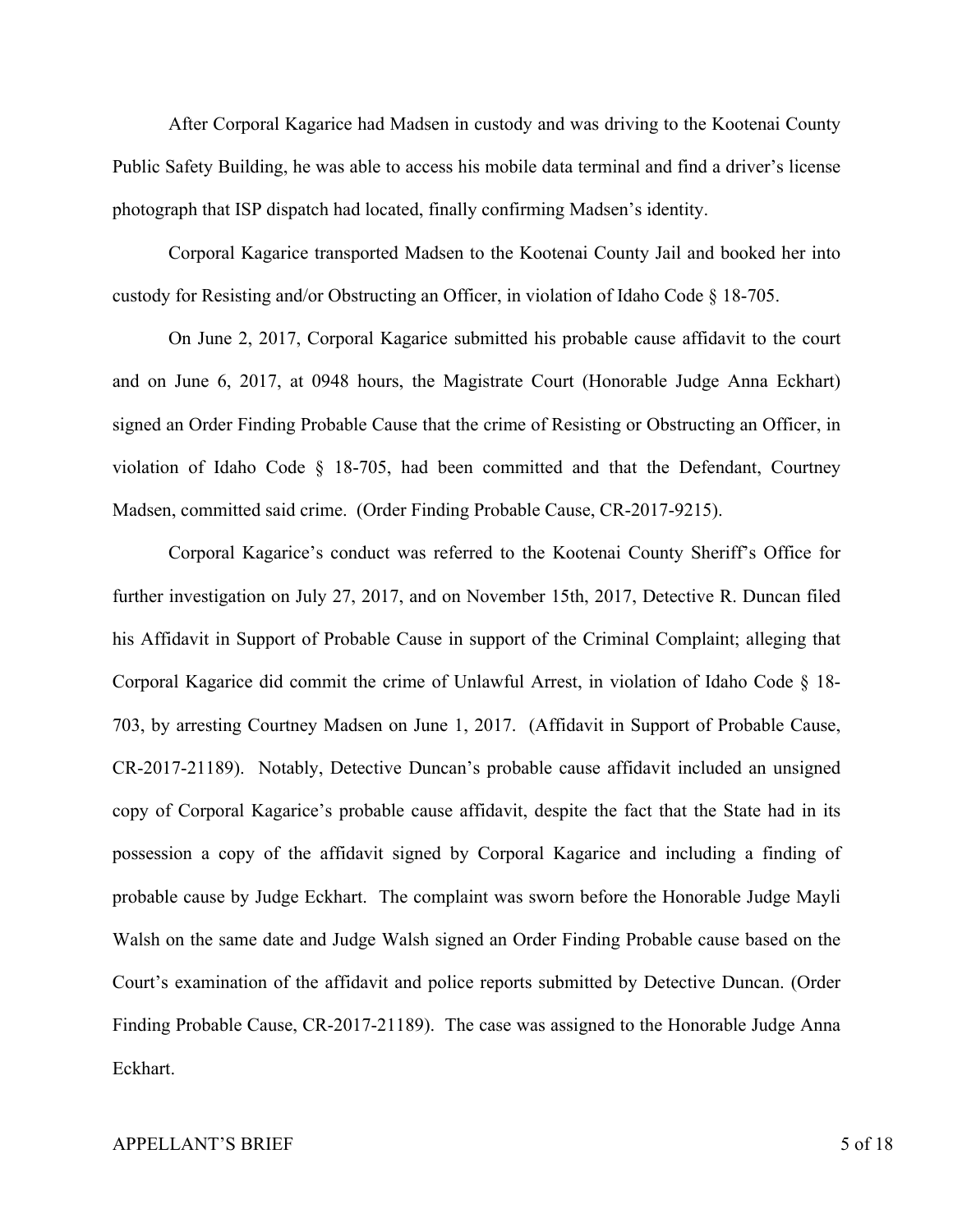After Corporal Kagarice had Madsen in custody and was driving to the Kootenai County Public Safety Building, he was able to access his mobile data terminal and find a driver's license photograph that ISP dispatch had located, finally confirming Madsen's identity.

Corporal Kagarice transported Madsen to the Kootenai County Jail and booked her into custody for Resisting and/or Obstructing an Officer, in violation of Idaho Code § 18-705.

On June 2, 2017, Corporal Kagarice submitted his probable cause affidavit to the court and on June 6, 2017, at 0948 hours, the Magistrate Court (Honorable Judge Anna Eckhart) signed an Order Finding Probable Cause that the crime of Resisting or Obstructing an Officer, in violation of Idaho Code § 18-705, had been committed and that the Defendant, Courtney Madsen, committed said crime. (Order Finding Probable Cause, CR-2017-9215).

Corporal Kagarice's conduct was referred to the Kootenai County Sheriff's Office for further investigation on July 27, 2017, and on November 15th, 2017, Detective R. Duncan filed his Affidavit in Support of Probable Cause in support of the Criminal Complaint; alleging that Corporal Kagarice did commit the crime of Unlawful Arrest, in violation of Idaho Code § 18-703, by arresting Courtney Madsen on June 1, 2017. (Affidavit in Support of Probable Cause, CR-2017-21189). Notably, Detective Duncan's probable cause affidavit included an unsigned copy of Corporal Kagarice's probable cause affidavit, despite the fact that the State had in its possession a copy of the affidavit signed by Corporal Kagarice and including a finding of probable cause by Judge Eckhart. The complaint was sworn before the Honorable Judge Mayli Walsh on the same date and Judge Walsh signed an Order Finding Probable cause based on the Court's examination of the affidavit and police reports submitted by Detective Duncan. (Order Finding Probable Cause, CR-2017-21189). The case was assigned to the Honorable Judge Anna Eckhart.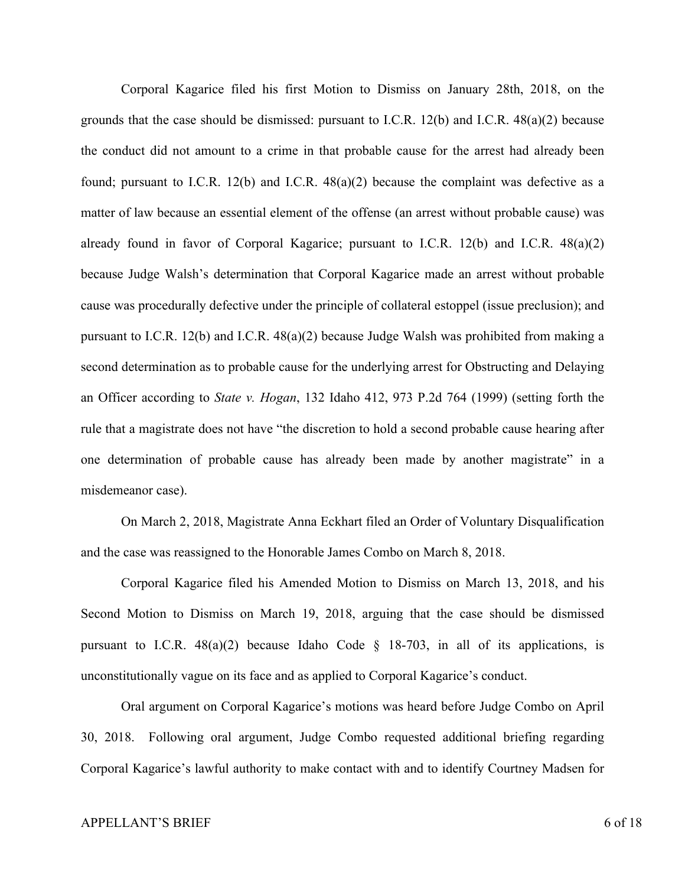Corporal Kagarice filed his first Motion to Dismiss on January 28th, 2018, on the grounds that the case should be dismissed: pursuant to I.C.R. 12(b) and I.C.R. 48(a)(2) because the conduct did not amount to a crime in that probable cause for the arrest had already been found; pursuant to I.C.R. 12(b) and I.C.R. 48(a)(2) because the complaint was defective as a matter of law because an essential element of the offense (an arrest without probable cause) was already found in favor of Corporal Kagarice; pursuant to I.C.R. 12(b) and I.C.R. 48(a)(2) because Judge Walsh's determination that Corporal Kagarice made an arrest without probable cause was procedurally defective under the principle of collateral estoppel (issue preclusion); and pursuant to I.C.R. 12(b) and I.C.R. 48(a)(2) because Judge Walsh was prohibited from making a second determination as to probable cause for the underlying arrest for Obstructing and Delaying an Officer according to *State v. Hogan*, 132 Idaho 412, 973 P.2d 764 (1999) (setting forth the rule that a magistrate does not have "the discretion to hold a second probable cause hearing after one determination of probable cause has already been made by another magistrate" in a misdemeanor case).

On March 2, 2018, Magistrate Anna Eckhart filed an Order of Voluntary Disqualification and the case was reassigned to the Honorable James Combo on March 8, 2018.

Corporal Kagarice filed his Amended Motion to Dismiss on March 13, 2018, and his Second Motion to Dismiss on March 19, 2018, arguing that the case should be dismissed pursuant to I.C.R. 48(a)(2) because Idaho Code § 18-703, in all of its applications, is unconstitutionally vague on its face and as applied to Corporal Kagarice's conduct.

Oral argument on Corporal Kagarice's motions was heard before Judge Combo on April 30, 2018. Following oral argument, Judge Combo requested additional briefing regarding Corporal Kagarice's lawful authority to make contact with and to identify Courtney Madsen for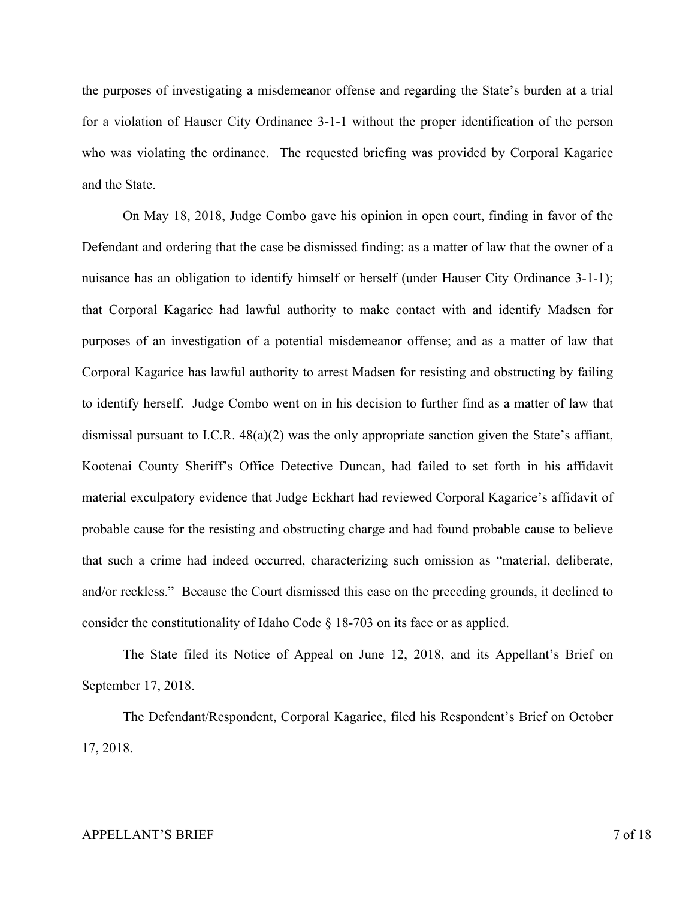the purposes of investigating a misdemeanor offense and regarding the State's burden at a trial for a violation of Hauser City Ordinance 3-1-1 without the proper identification of the person who was violating the ordinance. The requested briefing was provided by Corporal Kagarice and the State.

On May 18, 2018, Judge Combo gave his opinion in open court, finding in favor of the Defendant and ordering that the case be dismissed finding: as a matter of law that the owner of a nuisance has an obligation to identify himself or herself (under Hauser City Ordinance 3-1-1); that Corporal Kagarice had lawful authority to make contact with and identify Madsen for purposes of an investigation of a potential misdemeanor offense; and as a matter of law that Corporal Kagarice has lawful authority to arrest Madsen for resisting and obstructing by failing to identify herself. Judge Combo went on in his decision to further find as a matter of law that dismissal pursuant to I.C.R. 48(a)(2) was the only appropriate sanction given the State's affiant, Kootenai County Sheriff's Office Detective Duncan, had failed to set forth in his affidavit material exculpatory evidence that Judge Eckhart had reviewed Corporal Kagarice's affidavit of probable cause for the resisting and obstructing charge and had found probable cause to believe that such a crime had indeed occurred, characterizing such omission as "material, deliberate, and/or reckless." Because the Court dismissed this case on the preceding grounds, it declined to consider the constitutionality of Idaho Code § 18-703 on its face or as applied.

The State filed its Notice of Appeal on June 12, 2018, and its Appellant's Brief on September 17, 2018.

The Defendant/Respondent, Corporal Kagarice, filed his Respondent's Brief on October 17, 2018.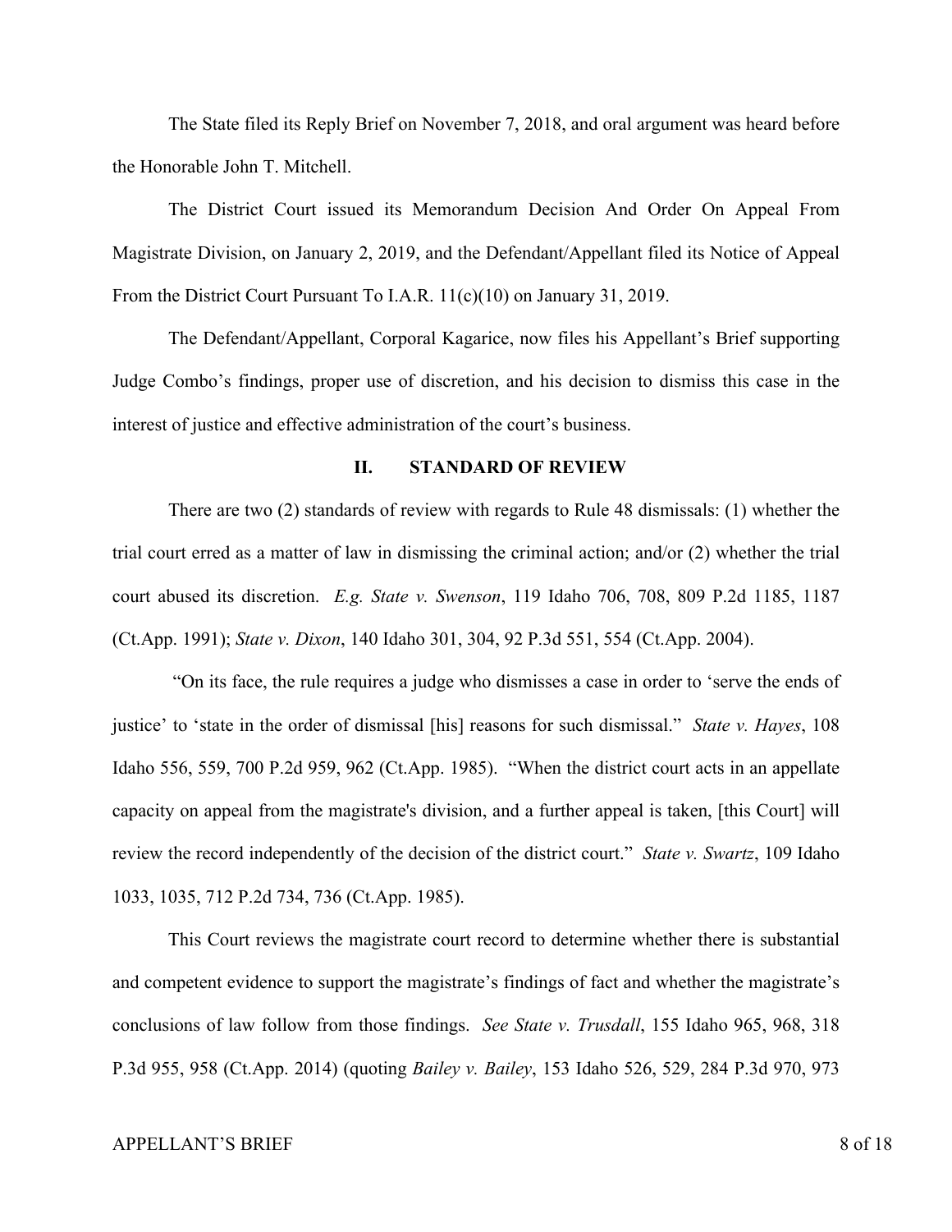The State filed its Reply Brief on November 7, 2018, and oral argument was heard before the Honorable John T. Mitchell.

The District Court issued its Memorandum Decision And Order On Appeal From Magistrate Division, on January 2, 2019, and the Defendant/Appellant filed its Notice of Appeal From the District Court Pursuant To I.A.R. 11(c)(10) on January 31, 2019.

The Defendant/Appellant, Corporal Kagarice, now files his Appellant's Brief supporting Judge Combo's findings, proper use of discretion, and his decision to dismiss this case in the interest of justice and effective administration of the court's business.

## II. STANDARD OF REVIEW

There are two (2) standards of review with regards to Rule 48 dismissals: (1) whether the trial court erred as a matter of law in dismissing the criminal action; and/or (2) whether the trial court abused its discretion. *E.g. State v. Swenson*, 119 Idaho 706, 708, 809 P.2d 1185, 1187 (Ct.App. 1991); *State v. Dixon*, 140 Idaho 301, 304, 92 P.3d 551, 554 (Ct.App. 2004).

"On its face, the rule requires a judge who dismisses a case in order to 'serve the ends of justice' to 'state in the order of dismissal [his] reasons for such dismissal." *State v. Hayes*, 108 Idaho 556, 559, 700 P.2d 959, 962 (Ct.App. 1985). "When the district court acts in an appellate capacity on appeal from the magistrate's division, and a further appeal is taken, [this Court] will review the record independently of the decision of the district court." *State v. Swartz*, 109 Idaho 1033, 1035, 712 P.2d 734, 736 (Ct.App. 1985).

This Court reviews the magistrate court record to determine whether there is substantial and competent evidence to support the magistrate's findings of fact and whether the magistrate's conclusions of law follow from those findings. *See State v. Trusdall*, 155 Idaho 965, 968, 318 P.3d 955, 958 (Ct.App. 2014) (quoting *Bailey v. Bailey*, 153 Idaho 526, 529, 284 P.3d 970, 973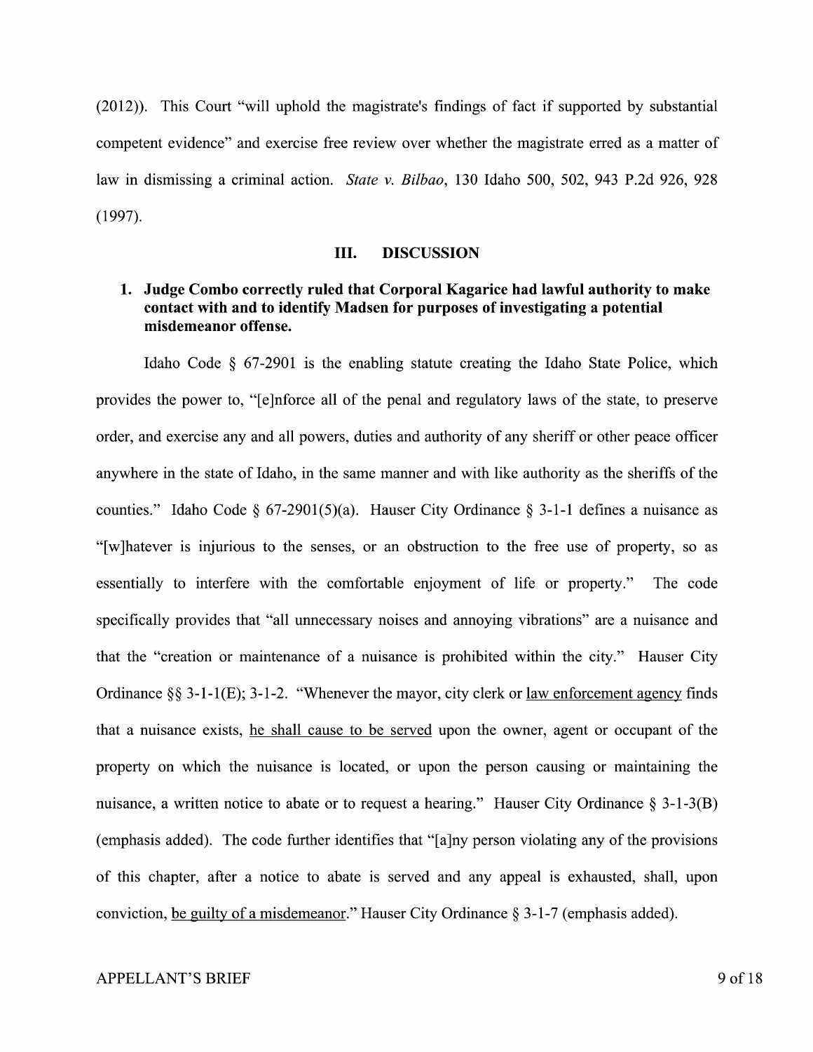(2012)). This Court "will uphold the magistrate's findings of fact if supported by substantial competent evidence" and exercise free review over whether the magistrate erred as a matter of law in dismissing a criminal action. *State v. Bilbao*, 130 Idaho 500, 502, 943 P.2d 926, 928 (1997).

## III. DISCUSSION

### 1. Judge Combo correctly ruled that Corporal Kagarice had lawful authority to make contact with and to identify Madsen for purposes of investigating a potential misdemeanor offense.

Idaho Code § 67-2901 is the enabling statute creating the Idaho State Police, which provides the power to, "[e]nforce all of the penal and regulatory laws of the state, to preserve order, and exercise any and all powers, duties and authority of any sheriff or other peace officer anywhere in the state of Idaho, in the same manner and with like authority as the sheriffs of the counties." Idaho Code § 67-2901(5)(a). Hauser City Ordinance § 3-1-1 defines a nuisance as "[w]hatever is injurious to the senses, or an obstruction to the free use of property, so as essentially to interfere with the comfortable enjoyment of life or property." The code specifically provides that "all unnecessary noises and annoying vibrations" are a nuisance and that the "creation or maintenance of a nuisance is prohibited within the city." Hauser City Ordinance §§ 3-1-1(E); 3-1-2. "Whenever the mayor, city clerk or <u>law enforcement agency</u> finds that a nuisance exists, <u>he shall cause to be served</u> upon the owner, agent or occupant of the property on which the nuisance is located, or upon the person causing or maintaining the nuisance, a written notice to abate or to request a hearing." Hauser City Ordinance § 3-1-3(B) (emphasis added). The code further identifies that "[a]ny person violating any of the provisions of this chapter, after a notice to abate is served and any appeal is exhausted, shall, upon conviction, <u>be guilty of a misdemeanor</u>." Hauser City Ordinance § 3-1-7 (emphasis added).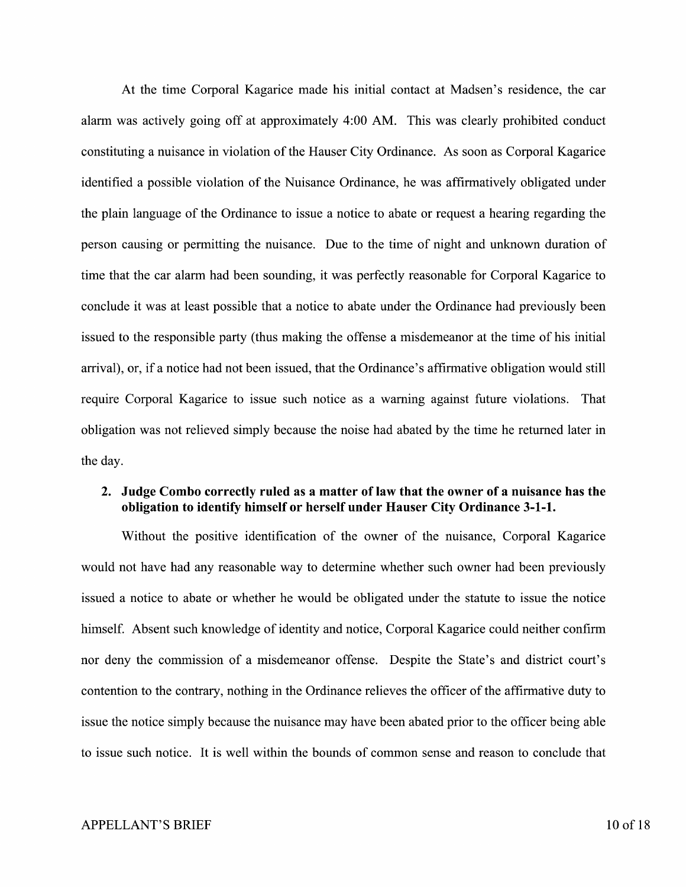At the time Corporal Kagarice made his initial contact at Madsen's residence, the car alarm was actively going off at approximately 4:00 AM. This was clearly prohibited conduct constituting a nuisance in violation of the Hauser City Ordinance. As soon as Corporal Kagarice identified a possible violation of the Nuisance Ordinance, he was affirmatively obligated under the plain language of the Ordinance to issue a notice to abate or request a hearing regarding the person causing or permitting the nuisance. Due to the time of night and unknown duration of time that the car alarm had been sounding, it was perfectly reasonable for Corporal Kagarice to conclude it was at least possible that a notice to abate under the Ordinance had previously been issued to the responsible party (thus making the offense a misdemeanor at the time of his initial arrival), or, if a notice had not been issued, that the Ordinance's affirmative obligation would still require Corporal Kagarice to issue such notice as a warning against future violations. That obligation was not relieved simply because the noise had abated by the time he returned later in the day.

### 2. Judge Combo correctly ruled as a matter of law that the owner of a nuisance has the obligation to identify himself or herself under Hauser City Ordinance 3-1-1.

Without the positive identification of the owner of the nuisance, Corporal Kagarice would not have had any reasonable way to determine whether such owner had been previously issued a notice to abate or whether he would be obligated under the statute to issue the notice himself. Absent such knowledge of identity and notice, Corporal Kagarice could neither confirm nor deny the commission of a misdemeanor offense. Despite the State's and district court's contention to the contrary, nothing in the Ordinance relieves the officer of the affirmative duty to issue the notice simply because the nuisance may have been abated prior to the officer being able to issue such notice. It is well within the bounds of common sense and reason to conclude that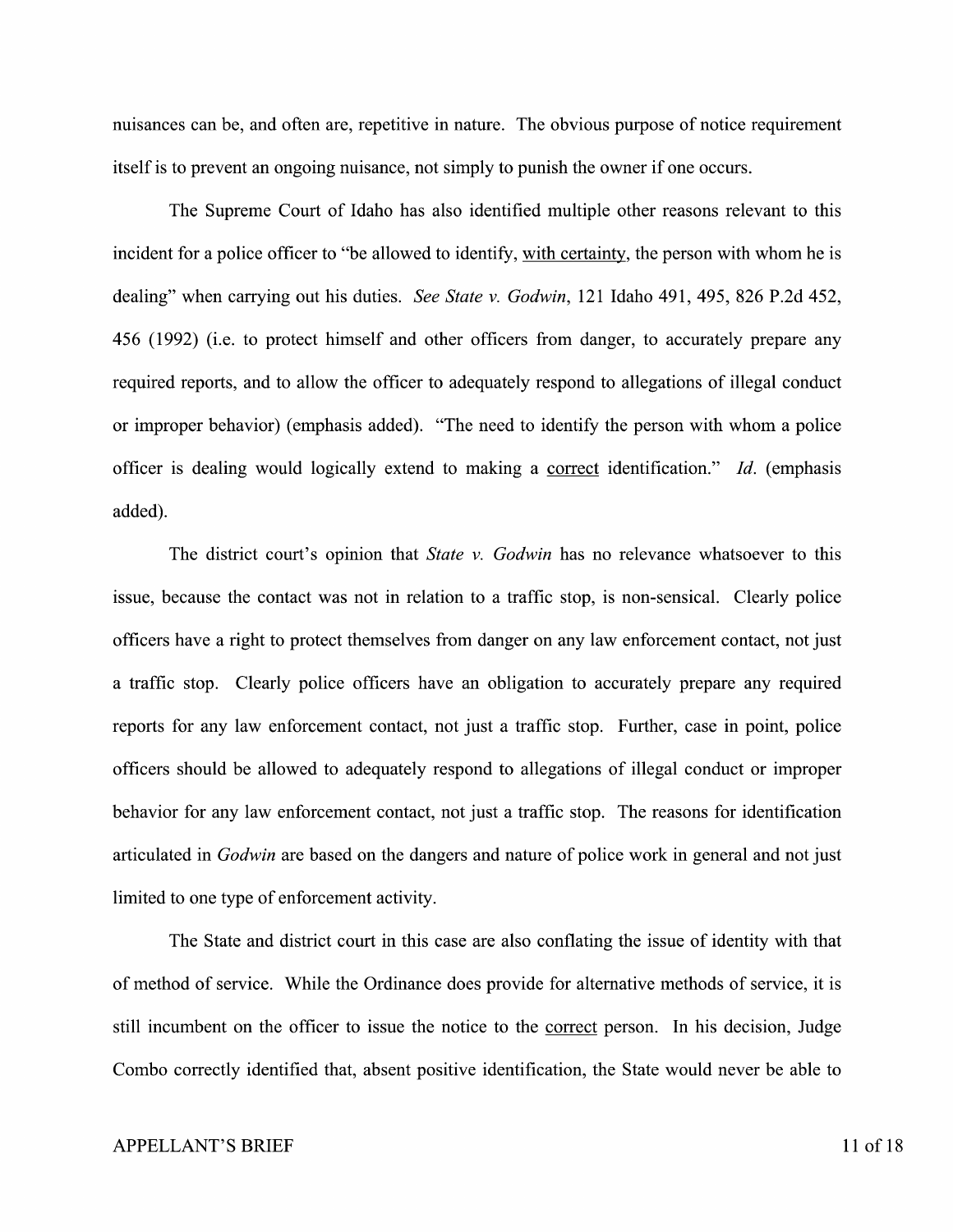nuisances can be, and often are, repetitive in nature. The obvious purpose of notice requirement itself is to prevent an ongoing nuisance, not simply to punish the owner if one occurs.

The Supreme Court of Idaho has also identified multiple other reasons relevant to this incident for a police officer to "be allowed to identify, <u>with certainty</u>, the person with whom he is dealing" when carrying out his duties. *See State v. Godwin*, 121 Idaho 491, 495, 826 P.2d 452, 456 (1992) (i.e. to protect himself and other officers from danger, to accurately prepare any required reports, and to allow the officer to adequately respond to allegations of illegal conduct or improper behavior) (emphasis added). "The need to identify the person with whom a police officer is dealing would logically extend to making a <u>correct</u> identification." *Id*. (emphasis added).

The district court's opinion that *State v. Godwin* has no relevance whatsoever to this issue, because the contact was not in relation to a traffic stop, is non-sensical. Clearly police officers have a right to protect themselves from danger on any law enforcement contact, not just a traffic stop. Clearly police officers have an obligation to accurately prepare any required reports for any law enforcement contact, not just a traffic stop. Further, case in point, police officers should be allowed to adequately respond to allegations of illegal conduct or improper behavior for any law enforcement contact, not just a traffic stop. The reasons for identification articulated in *Godwin* are based on the dangers and nature of police work in general and not just limited to one type of enforcement activity.

The State and district court in this case are also conflating the issue of identity with that of method of service. While the Ordinance does provide for alternative methods of service, it is still incumbent on the officer to issue the notice to the <u>correct</u> person. In his decision, Judge Combo correctly identified that, absent positive identification, the State would never be able to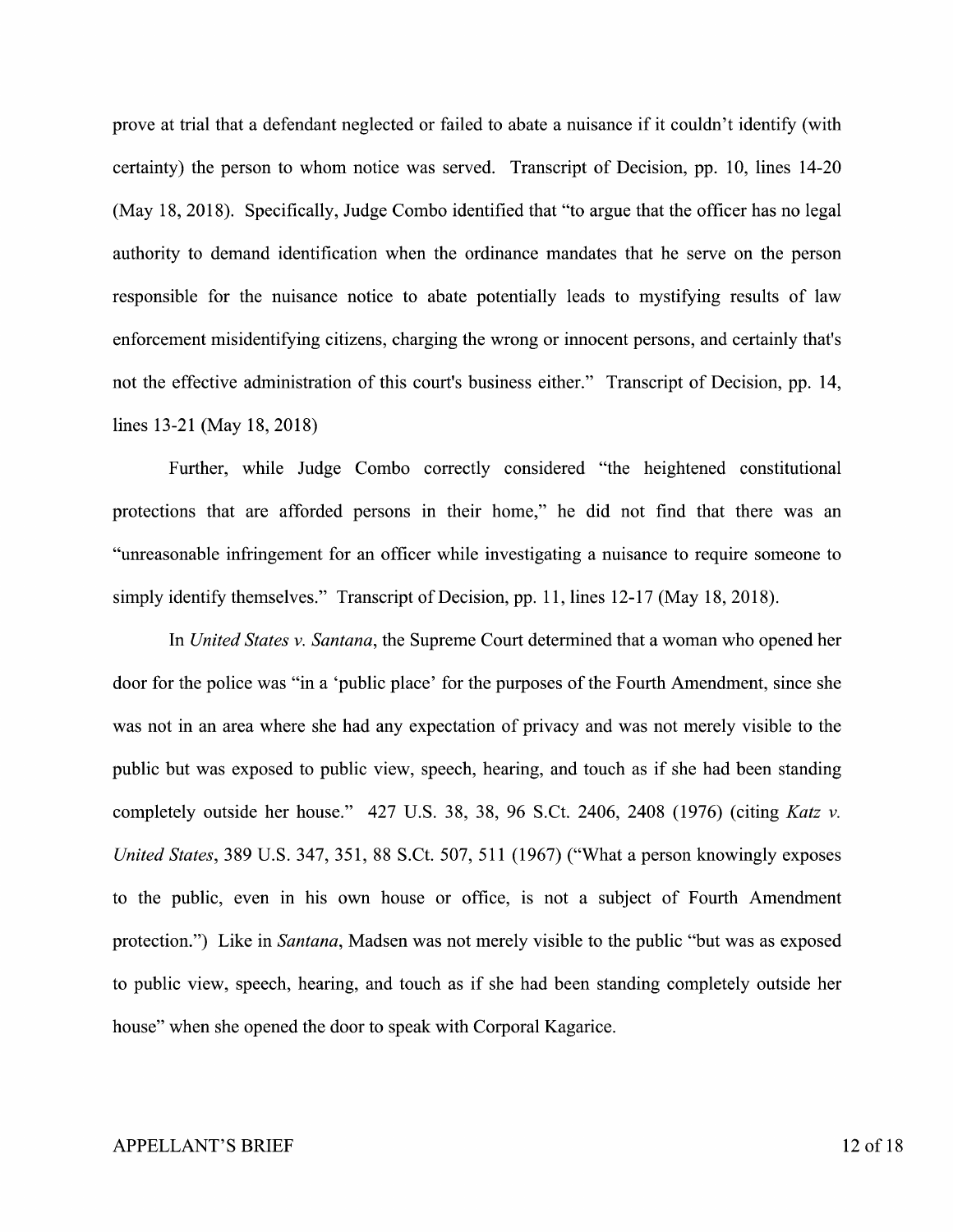prove at trial that a defendant neglected or failed to abate a nuisance if it couldn't identify (with certainty) the person to whom notice was served. Transcript of Decision, pp. 10, lines 14-20 (May 18, 2018). Specifically, Judge Combo identified that "to argue that the officer has no legal authority to demand identification when the ordinance mandates that he serve on the person responsible for the nuisance notice to abate potentially leads to mystifying results of law enforcement misidentifying citizens, charging the wrong or innocent persons, and certainly that's not the effective administration of this court's business either." Transcript of Decision, pp. 14, lines 13-21 (May 18, 2018)

Further, while Judge Combo correctly considered "the heightened constitutional protections that are afforded persons in their home," he did not find that there was an "unreasonable infringement for an officer while investigating a nuisance to require someone to simply identify themselves." Transcript of Decision, pp. 11, lines 12-17 (May 18, 2018).

In *United States v. Santana*, the Supreme Court determined that a woman who opened her door for the police was "in a 'public place' for the purposes of the Fourth Amendment, since she was not in an area where she had any expectation of privacy and was not merely visible to the public but was exposed to public view, speech, hearing, and touch as if she had been standing completely outside her house." 427 U.S. 38, 38, 96 S.Ct. 2406, 2408 (1976) (citing *Katz v. United States*, 389 U.S. 347, 351, 88 S.Ct. 507, 511 (1967) ("What a person knowingly exposes to the public, even in his own house or office, is not a subject of Fourth Amendment protection.") Like in *Santana*, Madsen was not merely visible to the public "but was as exposed to public view, speech, hearing, and touch as if she had been standing completely outside her house" when she opened the door to speak with Corporal Kagarice.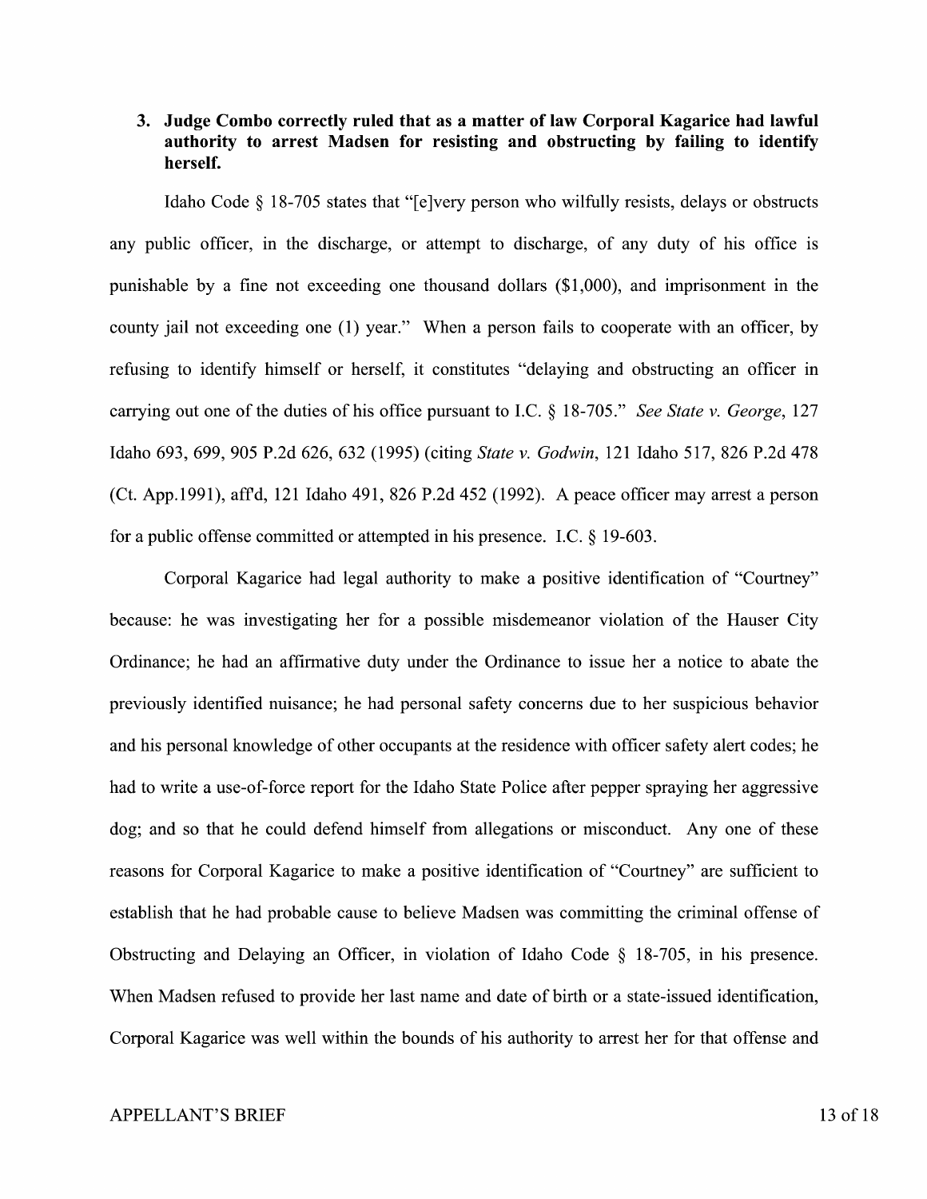**3. Judge Combo correctly ruled that as a matter of law Corporal Kagarice had lawful authority to arrest Madsen for resisting and obstructing by failing to identify herself.**

Idaho Code § 18-705 states that "[e]very person who wilfully resists, delays or obstructs any public officer, in the discharge, or attempt to discharge, of any duty of his office is punishable by a fine not exceeding one thousand dollars ($1,000), and imprisonment in the county jail not exceeding one (1) year." When a person fails to cooperate with an officer, by refusing to identify himself or herself, it constitutes "delaying and obstructing an officer in carrying out one of the duties of his office pursuant to I.C. § 18-705." *See State v. George*, 127 Idaho 693, 699, 905 P.2d 626, 632 (1995) (citing *State v. Godwin*, 121 Idaho 517, 826 P.2d 478 (Ct. App.1991), aff'd, 121 Idaho 491, 826 P.2d 452 (1992). A peace officer may arrest a person for a public offense committed or attempted in his presence. I.C. § 19-603.

Corporal Kagarice had legal authority to make a positive identification of "Courtney" because: he was investigating her for a possible misdemeanor violation of the Hauser City Ordinance; he had an affirmative duty under the Ordinance to issue her a notice to abate the previously identified nuisance; he had personal safety concerns due to her suspicious behavior and his personal knowledge of other occupants at the residence with officer safety alert codes; he had to write a use-of-force report for the Idaho State Police after pepper spraying her aggressive dog; and so that he could defend himself from allegations or misconduct. Any one of these reasons for Corporal Kagarice to make a positive identification of "Courtney" are sufficient to establish that he had probable cause to believe Madsen was committing the criminal offense of Obstructing and Delaying an Officer, in violation of Idaho Code § 18-705, in his presence. When Madsen refused to provide her last name and date of birth or a state-issued identification, Corporal Kagarice was well within the bounds of his authority to arrest her for that offense and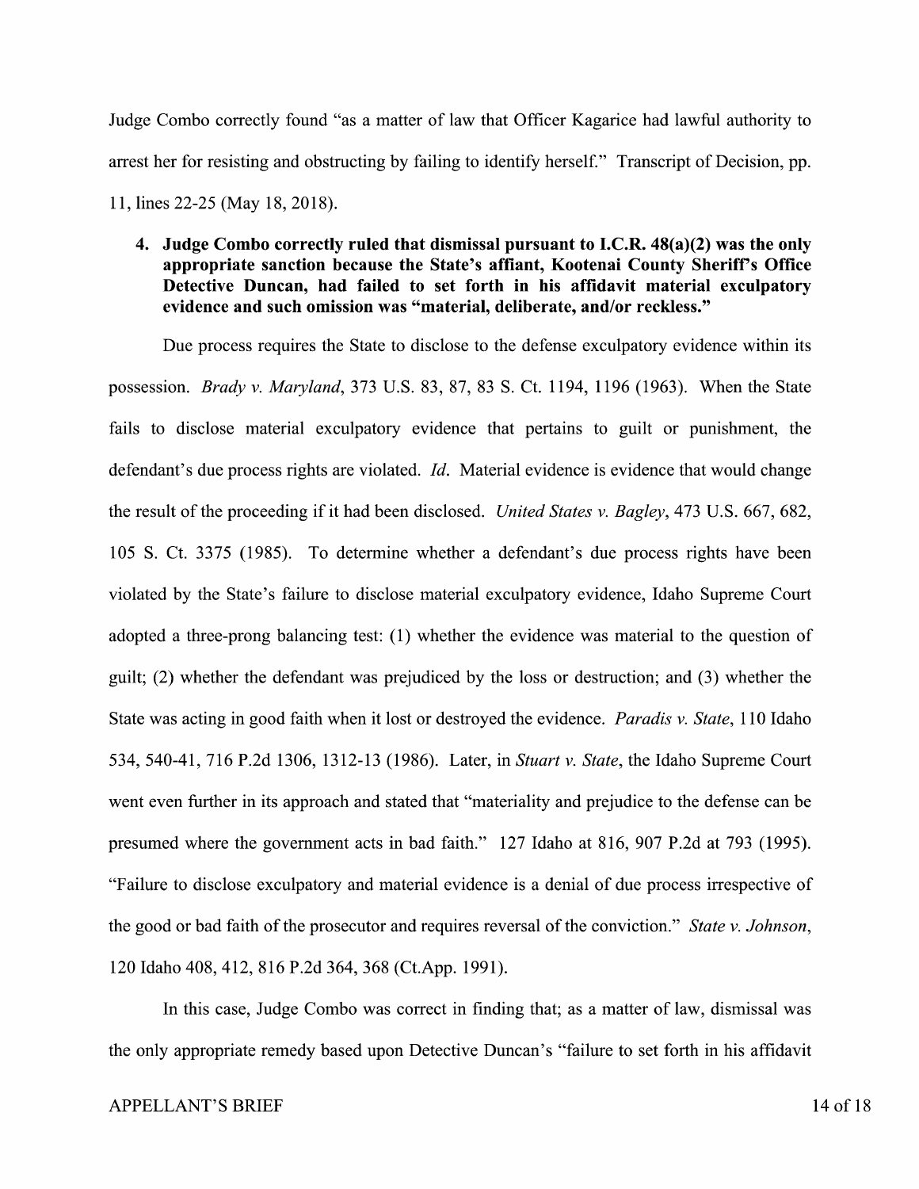Judge Combo correctly found "as a matter of law that Officer Kagarice had lawful authority to arrest her for resisting and obstructing by failing to identify herself." Transcript of Decision, pp. 11, lines 22-25 (May 18, 2018).

**4. Judge Combo correctly ruled that dismissal pursuant to I.C.R. 48(a)(2) was the only appropriate sanction because the State's affiant, Kootenai County Sheriff's Office Detective Duncan, had failed to set forth in his affidavit material exculpatory evidence and such omission was "material, deliberate, and/or reckless."**

Due process requires the State to disclose to the defense exculpatory evidence within its possession. *Brady v. Maryland*, 373 U.S. 83, 87, 83 S. Ct. 1194, 1196 (1963). When the State fails to disclose material exculpatory evidence that pertains to guilt or punishment, the defendant's due process rights are violated. *Id*. Material evidence is evidence that would change the result of the proceeding if it had been disclosed. *United States v. Bagley*, 473 U.S. 667, 682, 105 S. Ct. 3375 (1985). To determine whether a defendant's due process rights have been violated by the State's failure to disclose material exculpatory evidence, Idaho Supreme Court adopted a three-prong balancing test: (1) whether the evidence was material to the question of guilt; (2) whether the defendant was prejudiced by the loss or destruction; and (3) whether the State was acting in good faith when it lost or destroyed the evidence. *Paradis v. State*, 110 Idaho 534, 540-41, 716 P.2d 1306, 1312-13 (1986). Later, in *Stuart v. State*, the Idaho Supreme Court went even further in its approach and stated that "materiality and prejudice to the defense can be presumed where the government acts in bad faith." 127 Idaho at 816, 907 P.2d at 793 (1995). "Failure to disclose exculpatory and material evidence is a denial of due process irrespective of the good or bad faith of the prosecutor and requires reversal of the conviction." *State v. Johnson*, 120 Idaho 408, 412, 816 P.2d 364, 368 (Ct.App. 1991).

In this case, Judge Combo was correct in finding that; as a matter of law, dismissal was the only appropriate remedy based upon Detective Duncan's "failure to set forth in his affidavit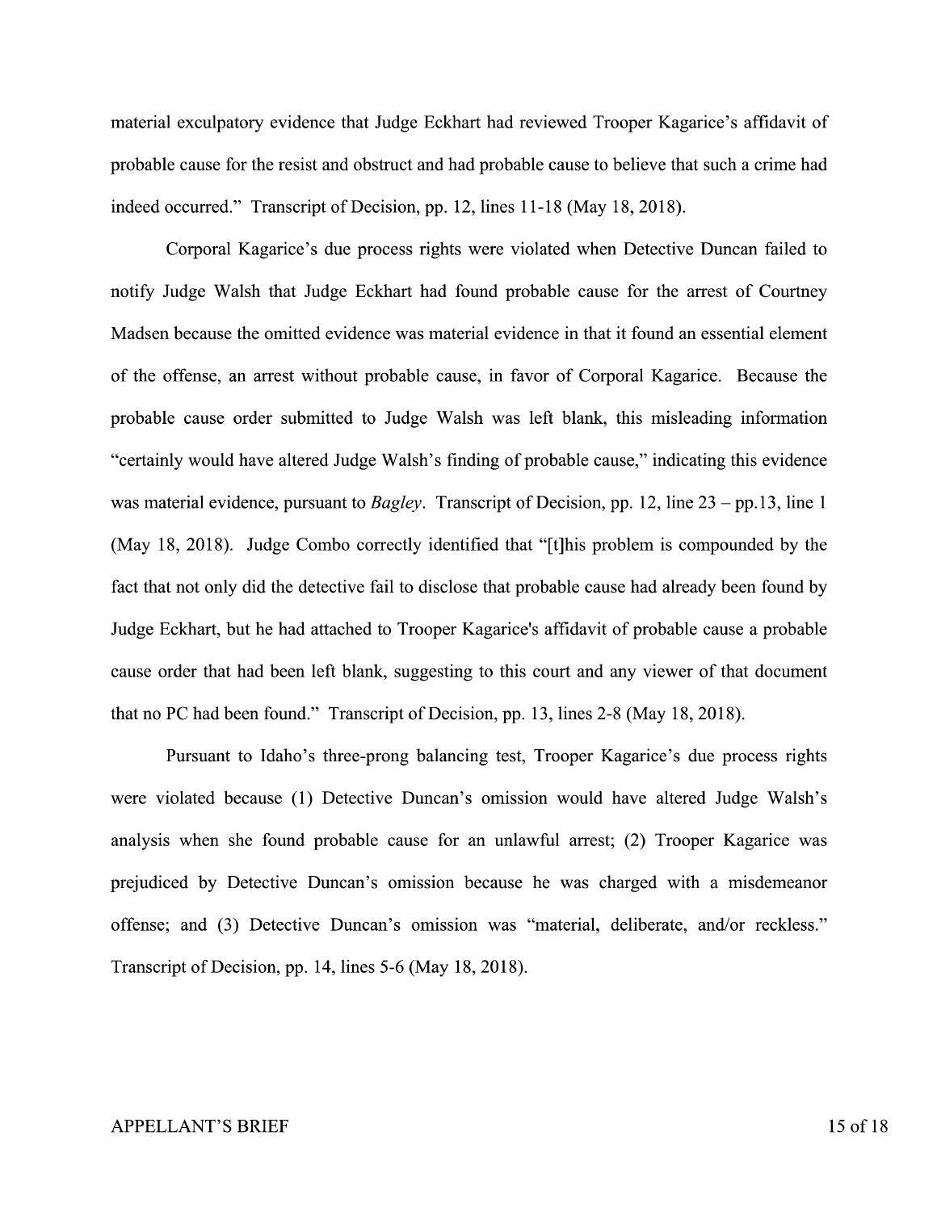material exculpatory evidence that Judge Eckhart had reviewed Trooper Kagarice's affidavit of probable cause for the resist and obstruct and had probable cause to believe that such a crime had indeed occurred." Transcript of Decision, pp. 12, lines 11-18 (May 18, 2018).

Corporal Kagarice's due process rights were violated when Detective Duncan failed to notify Judge Walsh that Judge Eckhart had found probable cause for the arrest of Courtney Madsen because the omitted evidence was material evidence in that it found an essential element of the offense, an arrest without probable cause, in favor of Corporal Kagarice. Because the probable cause order submitted to Judge Walsh was left blank, this misleading information "certainly would have altered Judge Walsh's finding of probable cause," indicating this evidence was material evidence, pursuant to *Bagley*. Transcript of Decision, pp. 12, line 23 – pp.13, line 1 (May 18, 2018). Judge Combo correctly identified that "[t]his problem is compounded by the fact that not only did the detective fail to disclose that probable cause had already been found by Judge Eckhart, but he had attached to Trooper Kagarice's affidavit of probable cause a probable cause order that had been left blank, suggesting to this court and any viewer of that document that no PC had been found." Transcript of Decision, pp. 13, lines 2-8 (May 18, 2018).

Pursuant to Idaho's three-prong balancing test, Trooper Kagarice's due process rights were violated because (1) Detective Duncan's omission would have altered Judge Walsh's analysis when she found probable cause for an unlawful arrest; (2) Trooper Kagarice was prejudiced by Detective Duncan's omission because he was charged with a misdemeanor offense; and (3) Detective Duncan's omission was "material, deliberate, and/or reckless." Transcript of Decision, pp. 14, lines 5-6 (May 18, 2018).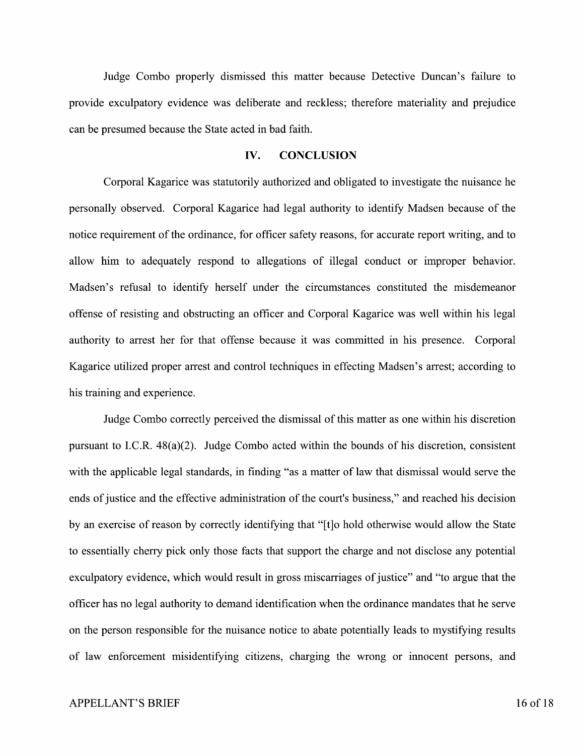Judge Combo properly dismissed this matter because Detective Duncan's failure to provide exculpatory evidence was deliberate and reckless; therefore materiality and prejudice can be presumed because the State acted in bad faith.

## IV. CONCLUSION

Corporal Kagarice was statutorily authorized and obligated to investigate the nuisance he personally observed. Corporal Kagarice had legal authority to identify Madsen because of the notice requirement of the ordinance, for officer safety reasons, for accurate report writing, and to allow him to adequately respond to allegations of illegal conduct or improper behavior. Madsen's refusal to identify herself under the circumstances constituted the misdemeanor offense of resisting and obstructing an officer and Corporal Kagarice was well within his legal authority to arrest her for that offense because it was committed in his presence. Corporal Kagarice utilized proper arrest and control techniques in effecting Madsen's arrest; according to his training and experience.

Judge Combo correctly perceived the dismissal of this matter as one within his discretion pursuant to I.C.R. 48(a)(2). Judge Combo acted within the bounds of his discretion, consistent with the applicable legal standards, in finding "as a matter of law that dismissal would serve the ends of justice and the effective administration of the court's business," and reached his decision by an exercise of reason by correctly identifying that "[t]o hold otherwise would allow the State to essentially cherry pick only those facts that support the charge and not disclose any potential exculpatory evidence, which would result in gross miscarriages of justice" and "to argue that the officer has no legal authority to demand identification when the ordinance mandates that he serve on the person responsible for the nuisance notice to abate potentially leads to mystifying results of law enforcement misidentifying citizens, charging the wrong or innocent persons, and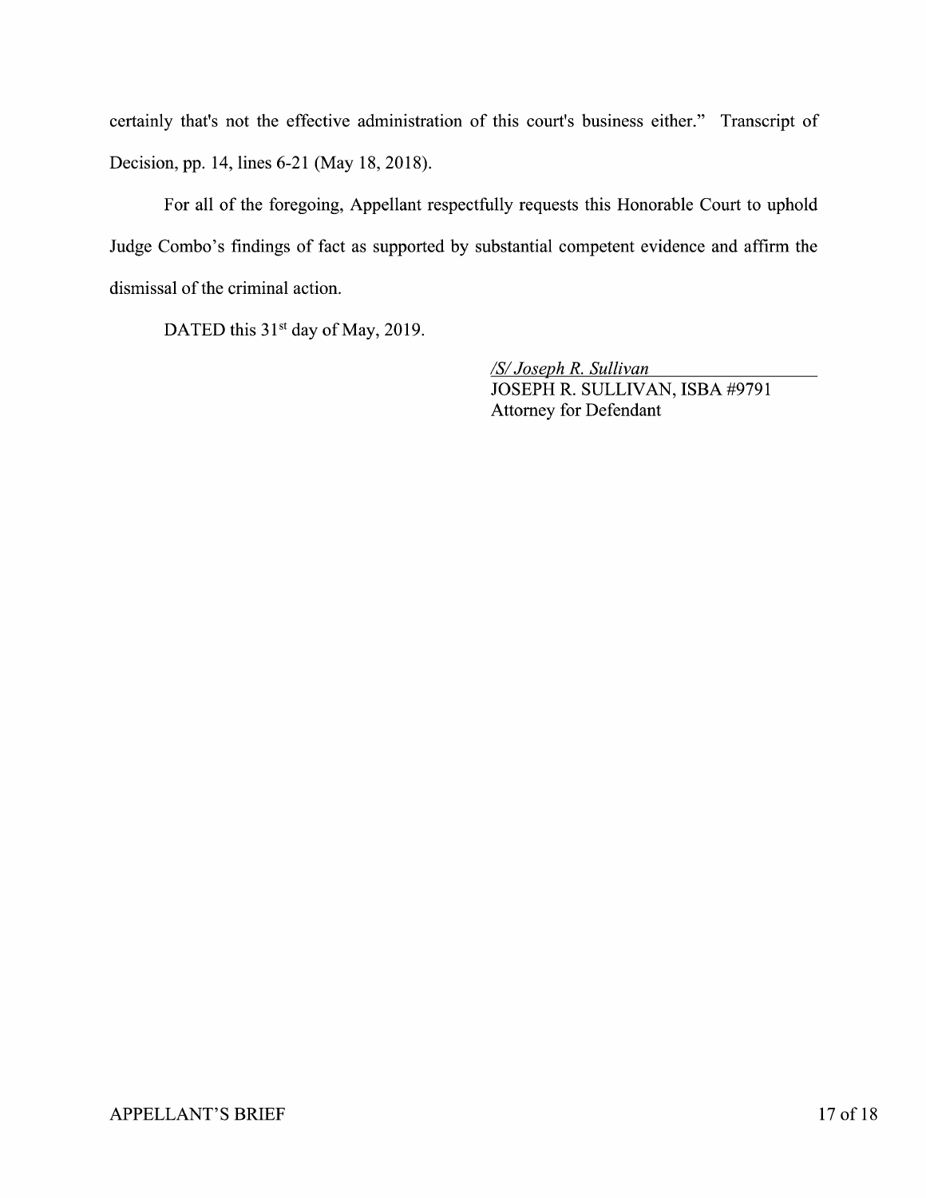certainly that's not the effective administration of this court's business either." Transcript of Decision, pp. 14, lines 6-21 (May 18, 2018).

For all of the foregoing, Appellant respectfully requests this Honorable Court to uphold Judge Combo's findings of fact as supported by substantial competent evidence and affirm the dismissal of the criminal action.

DATED this 31st day of May, 2019.

*/S/ Joseph R. Sullivan*
JOSEPH R. SULLIVAN, ISBA #9791
Attorney for Defendant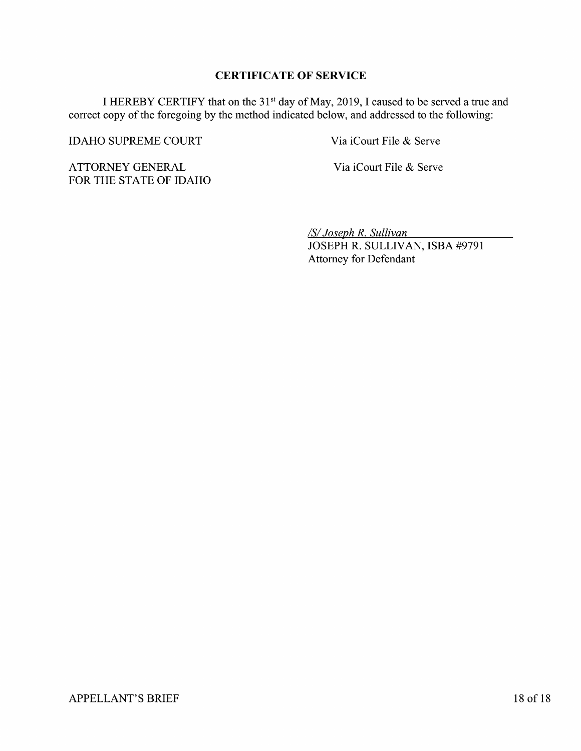## CERTIFICATE OF SERVICE

I HEREBY CERTIFY that on the 31st day of May, 2019, I caused to be served a true and correct copy of the foregoing by the method indicated below, and addressed to the following:

| | |
|---|---|
| IDAHO SUPREME COURT | Via iCourt File & Serve |
| ATTORNEY GENERAL FOR THE STATE OF IDAHO | Via iCourt File & Serve |

*/S/ Joseph R. Sullivan*
JOSEPH R. SULLIVAN, ISBA #9791
Attorney for Defendant